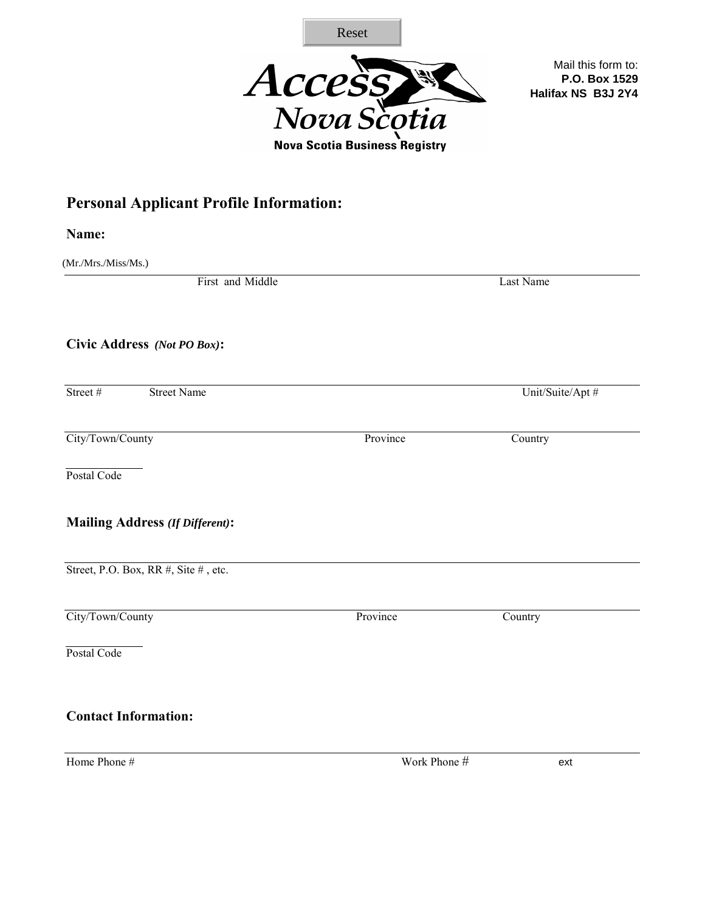Reset

Access Nova Scotia
Nova Scotia Business Registry

Mail this form to:
**P.O. Box 1529**
**Halifax NS  B3J 2Y4**

## Personal Applicant Profile Information:

**Name:**

(Mr./Mrs./Miss/Ms.)

First and Middle    Last Name

**Civic Address** ***(Not PO Box)*****:**

Street #    Street Name    Unit/Suite/Apt #

City/Town/County    Province    Country

Postal Code

**Mailing Address** ***(If Different)*****:**

Street, P.O. Box, RR #, Site # , etc.

City/Town/County    Province    Country

Postal Code

**Contact Information:**

Home Phone #    Work Phone #    ext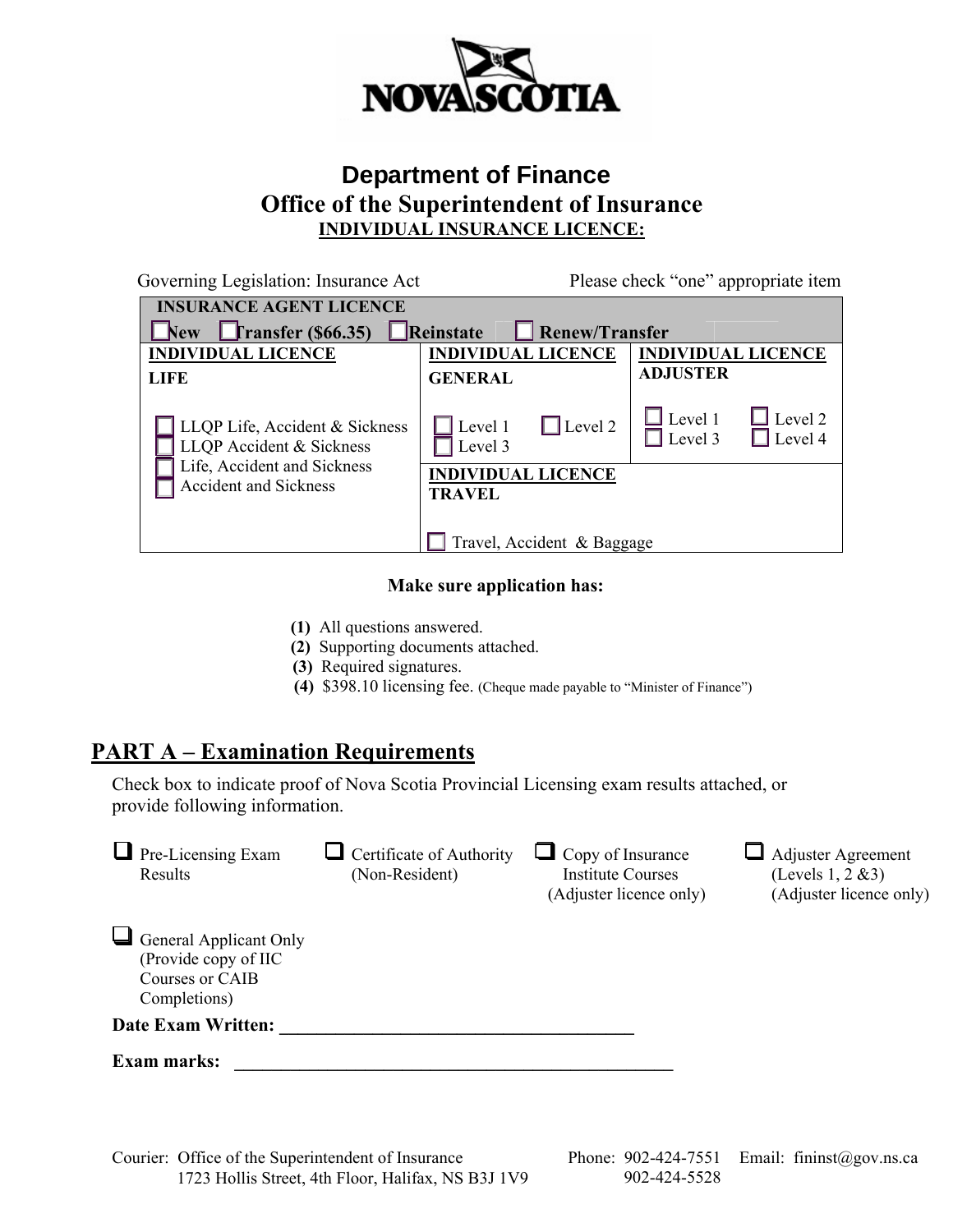# Department of Finance

## Office of the Superintendent of Insurance

**INDIVIDUAL INSURANCE LICENCE:**

Governing Legislation: Insurance Act　　　　Please check "one" appropriate item

| **INSURANCE AGENT LICENCE** ☐ New ☐ Transfer ($66.35) ☐ Reinstate ☐ Renew/Transfer | | |
|---|---|---|
| **INDIVIDUAL LICENCE LIFE** | **INDIVIDUAL LICENCE GENERAL** | **INDIVIDUAL LICENCE ADJUSTER** |
| ☐ LLQP Life, Accident & Sickness<br>☐ LLQP Accident & Sickness<br>☐ Life, Accident and Sickness<br>☐ Accident and Sickness | ☐ Level 1 ☐ Level 2<br>☐ Level 3 | ☐ Level 1 ☐ Level 2<br>☐ Level 3 ☐ Level 4 |
| | **INDIVIDUAL LICENCE TRAVEL**<br>☐ Travel, Accident & Baggage | |

**Make sure application has:**

**(1)** All questions answered.
**(2)** Supporting documents attached.
**(3)** Required signatures.
**(4)** $398.10 licensing fee. (Cheque made payable to "Minister of Finance")

## PART A – Examination Requirements

Check box to indicate proof of Nova Scotia Provincial Licensing exam results attached, or provide following information.

☐ Pre-Licensing Exam Results

☐ Certificate of Authority (Non-Resident)

☐ Copy of Insurance Institute Courses (Adjuster licence only)

☐ Adjuster Agreement (Levels 1, 2 &3) (Adjuster licence only)

☐ General Applicant Only (Provide copy of IIC Courses or CAIB Completions)

**Date Exam Written:** ______________________________________

**Exam marks:** ______________________________________________

Courier: Office of the Superintendent of Insurance
1723 Hollis Street, 4th Floor, Halifax, NS B3J 1V9

Phone: 902-424-7551
902-424-5528

Email: fininst@gov.ns.ca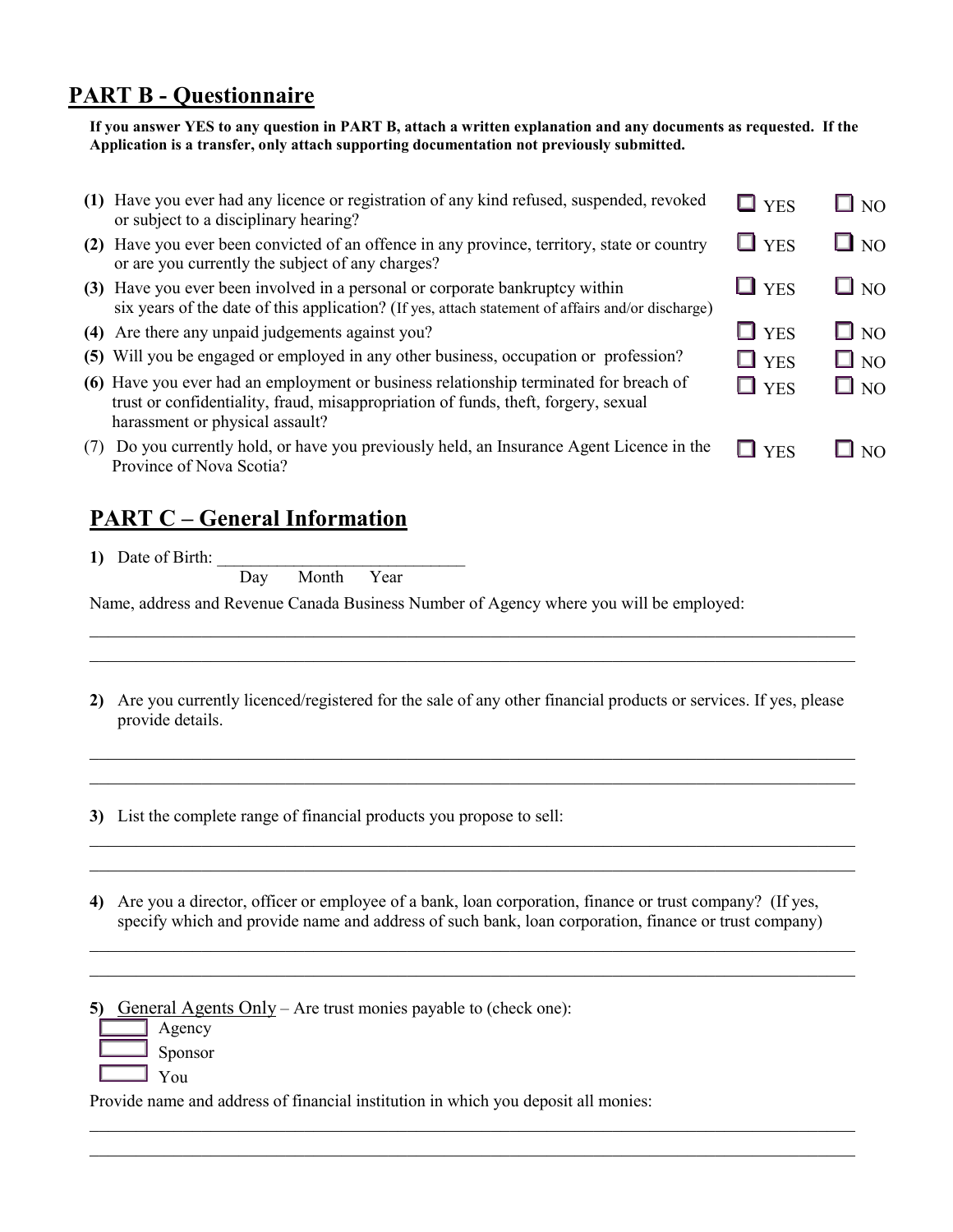## PART B - Questionnaire

**If you answer YES to any question in PART B, attach a written explanation and any documents as requested. If the Application is a transfer, only attach supporting documentation not previously submitted.**

| | | | |
|---|---|---|---|
| **(1)** | Have you ever had any licence or registration of any kind refused, suspended, revoked or subject to a disciplinary hearing? | ☐ YES | ☐ NO |
| **(2)** | Have you ever been convicted of an offence in any province, territory, state or country or are you currently the subject of any charges? | ☐ YES | ☐ NO |
| **(3)** | Have you ever been involved in a personal or corporate bankruptcy within six years of the date of this application? (If yes, attach statement of affairs and/or discharge) | ☐ YES | ☐ NO |
| **(4)** | Are there any unpaid judgements against you? | ☐ YES | ☐ NO |
| **(5)** | Will you be engaged or employed in any other business, occupation or profession? | ☐ YES | ☐ NO |
| **(6)** | Have you ever had an employment or business relationship terminated for breach of trust or confidentiality, fraud, misappropriation of funds, theft, forgery, sexual harassment or physical assault? | ☐ YES | ☐ NO |
| (7) | Do you currently hold, or have you previously held, an Insurance Agent Licence in the Province of Nova Scotia? | ☐ YES | ☐ NO |

## PART C – General Information

**1)** Date of Birth: ______________________________
Day Month Year

Name, address and Revenue Canada Business Number of Agency where you will be employed:

______________________________________________________________________

______________________________________________________________________

**2)** Are you currently licenced/registered for the sale of any other financial products or services. If yes, please provide details.

______________________________________________________________________

______________________________________________________________________

**3)** List the complete range of financial products you propose to sell:

______________________________________________________________________

______________________________________________________________________

**4)** Are you a director, officer or employee of a bank, loan corporation, finance or trust company? (If yes, specify which and provide name and address of such bank, loan corporation, finance or trust company)

______________________________________________________________________

______________________________________________________________________

**5)** General Agents Only – Are trust monies payable to (check one):

☐ Agency
☐ Sponsor
☐ You

Provide name and address of financial institution in which you deposit all monies:

______________________________________________________________________

______________________________________________________________________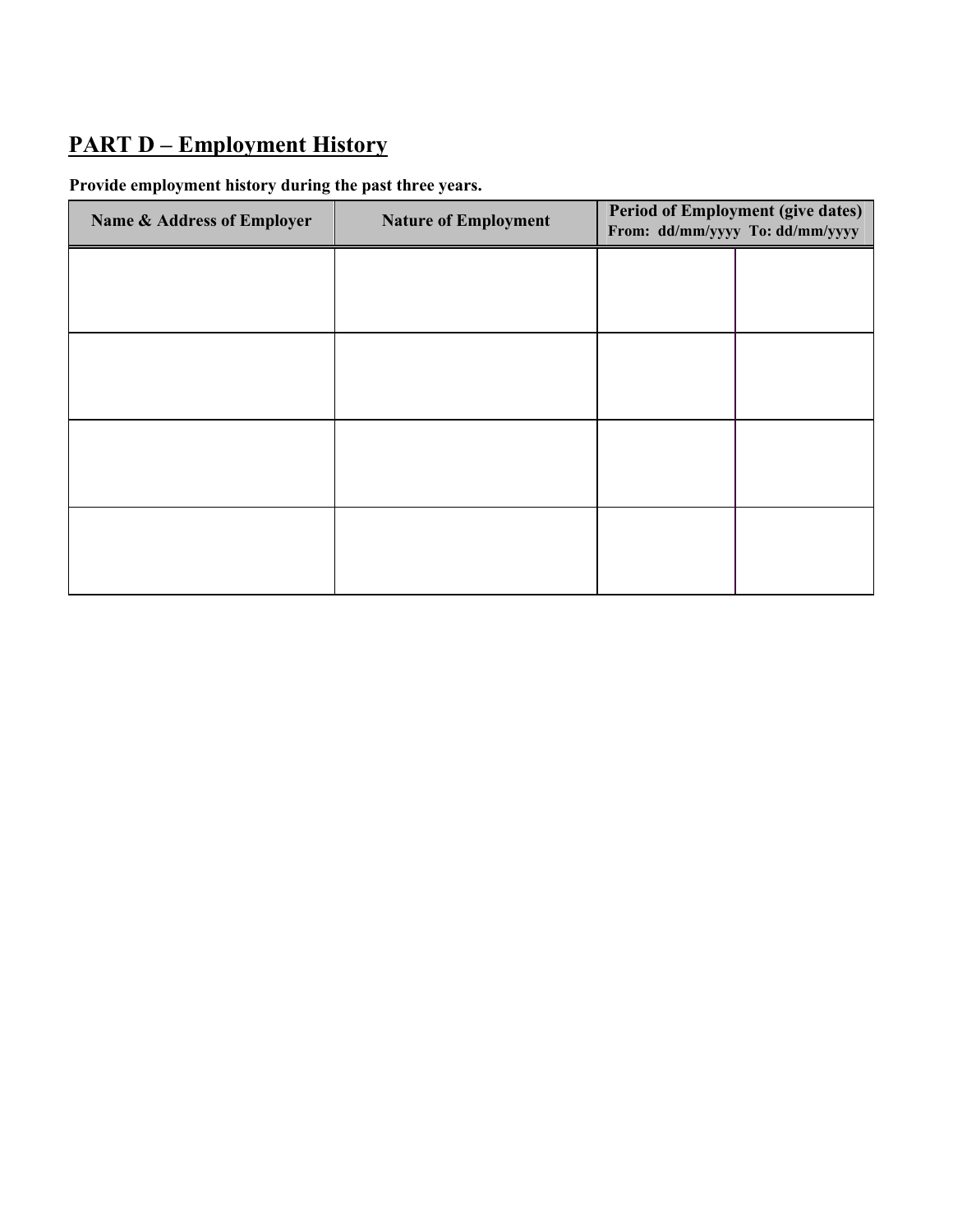## PART D – Employment History

**Provide employment history during the past three years.**

| Name & Address of Employer | Nature of Employment | Period of Employment (give dates) From: dd/mm/yyyy To: dd/mm/yyyy | |
|---|---|---|---|
| | | | |
| | | | |
| | | | |
| | | | |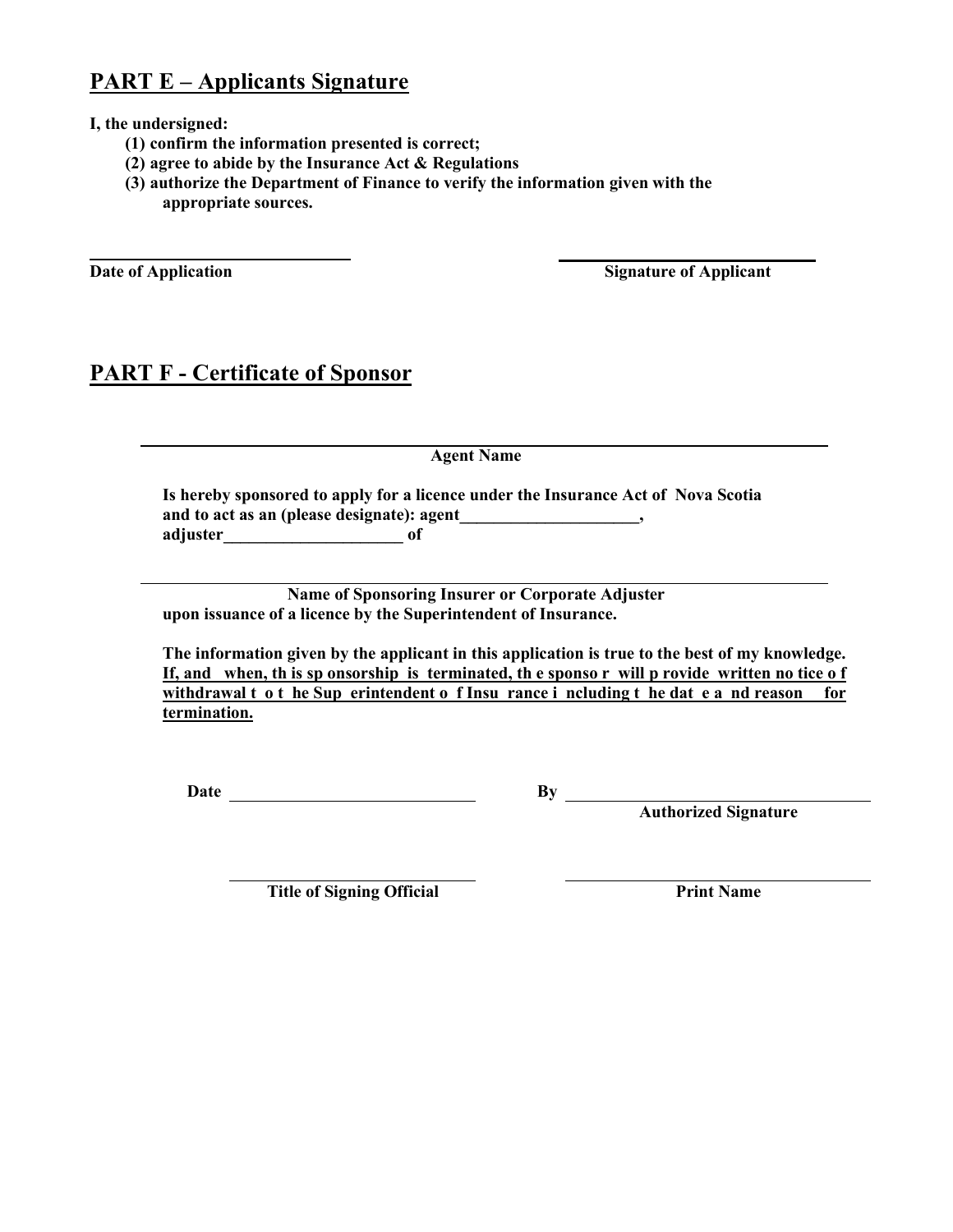## PART E – Applicants Signature

**I, the undersigned:**

**(1) confirm the information presented is correct;**
**(2) agree to abide by the Insurance Act & Regulations**
**(3) authorize the Department of Finance to verify the information given with the appropriate sources.**

______________________________ ______________________________
**Date of Application** **Signature of Applicant**

## PART F - Certificate of Sponsor

______________________________________________________________
**Agent Name**

**Is hereby sponsored to apply for a licence under the Insurance Act of Nova Scotia and to act as an (please designate): agent_____________________, adjuster_____________________ of**

______________________________________________________________
**Name of Sponsoring Insurer or Corporate Adjuster**
**upon issuance of a licence by the Superintendent of Insurance.**

**The information given by the applicant in this application is true to the best of my knowledge. If, and when, this sponsorship is terminated, the sponsor will provide written notice of withdrawal to the Superintendent of Insurance including the date and reason for termination.**

**Date** ______________________________ **By** ______________________________
**Authorized Signature**

______________________________ ______________________________
**Title of Signing Official** **Print Name**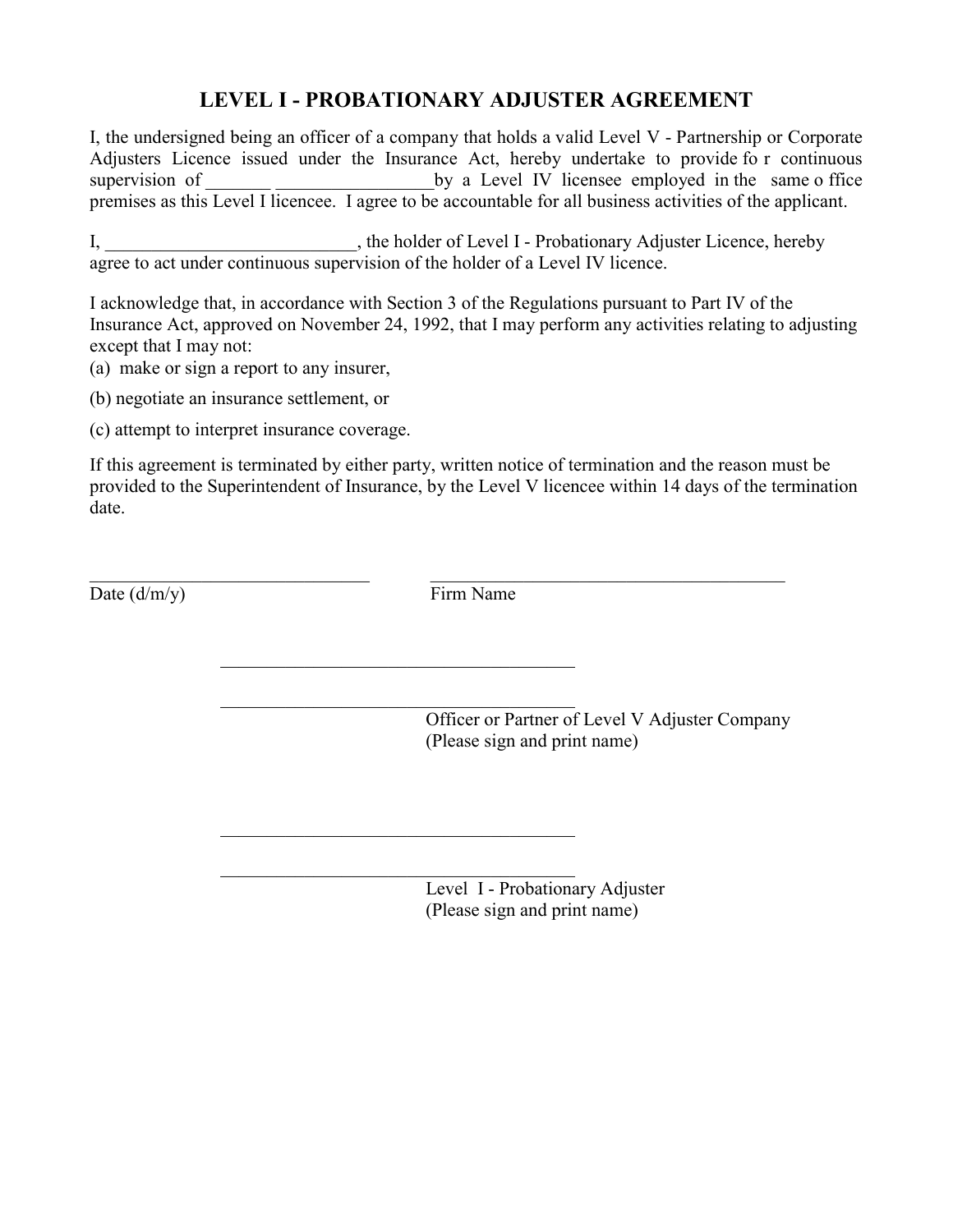# LEVEL I - PROBATIONARY ADJUSTER AGREEMENT

I, the undersigned being an officer of a company that holds a valid Level V - Partnership or Corporate Adjusters Licence issued under the Insurance Act, hereby undertake to provide for continuous supervision of _______ _________________by a Level IV licensee employed in the same office premises as this Level I licencee. I agree to be accountable for all business activities of the applicant.

I, ___________________________, the holder of Level I - Probationary Adjuster Licence, hereby agree to act under continuous supervision of the holder of a Level IV licence.

I acknowledge that, in accordance with Section 3 of the Regulations pursuant to Part IV of the Insurance Act, approved on November 24, 1992, that I may perform any activities relating to adjusting except that I may not:

(a) make or sign a report to any insurer,

(b) negotiate an insurance settlement, or

(c) attempt to interpret insurance coverage.

If this agreement is terminated by either party, written notice of termination and the reason must be provided to the Superintendent of Insurance, by the Level V licencee within 14 days of the termination date.

_______________________________ ________________________________________

Date (d/m/y) Firm Name

________________________________________

________________________________________

Officer or Partner of Level V Adjuster Company
(Please sign and print name)

________________________________________

________________________________________

Level I - Probationary Adjuster
(Please sign and print name)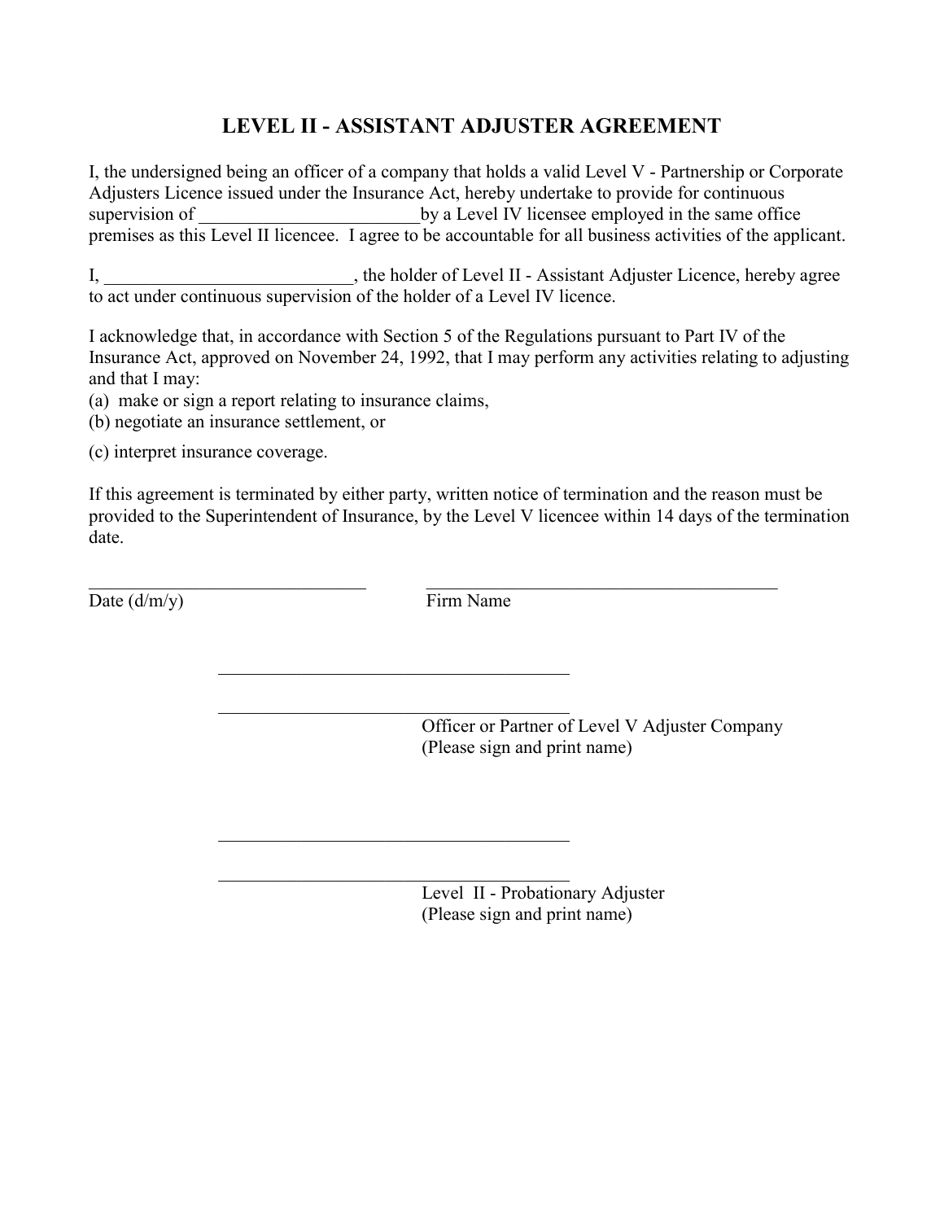# LEVEL II - ASSISTANT ADJUSTER AGREEMENT

I, the undersigned being an officer of a company that holds a valid Level V - Partnership or Corporate Adjusters Licence issued under the Insurance Act, hereby undertake to provide for continuous supervision of ________________________by a Level IV licensee employed in the same office premises as this Level II licencee. I agree to be accountable for all business activities of the applicant.

I, ___________________________, the holder of Level II - Assistant Adjuster Licence, hereby agree to act under continuous supervision of the holder of a Level IV licence.

I acknowledge that, in accordance with Section 5 of the Regulations pursuant to Part IV of the Insurance Act, approved on November 24, 1992, that I may perform any activities relating to adjusting and that I may:

(a) make or sign a report relating to insurance claims,

(b) negotiate an insurance settlement, or

(c) interpret insurance coverage.

If this agreement is terminated by either party, written notice of termination and the reason must be provided to the Superintendent of Insurance, by the Level V licencee within 14 days of the termination date.

_______________________________ _______________________________________

Date (d/m/y) Firm Name

_______________________________________

_______________________________________

Officer or Partner of Level V Adjuster Company
(Please sign and print name)

_______________________________________

_______________________________________

Level II - Probationary Adjuster
(Please sign and print name)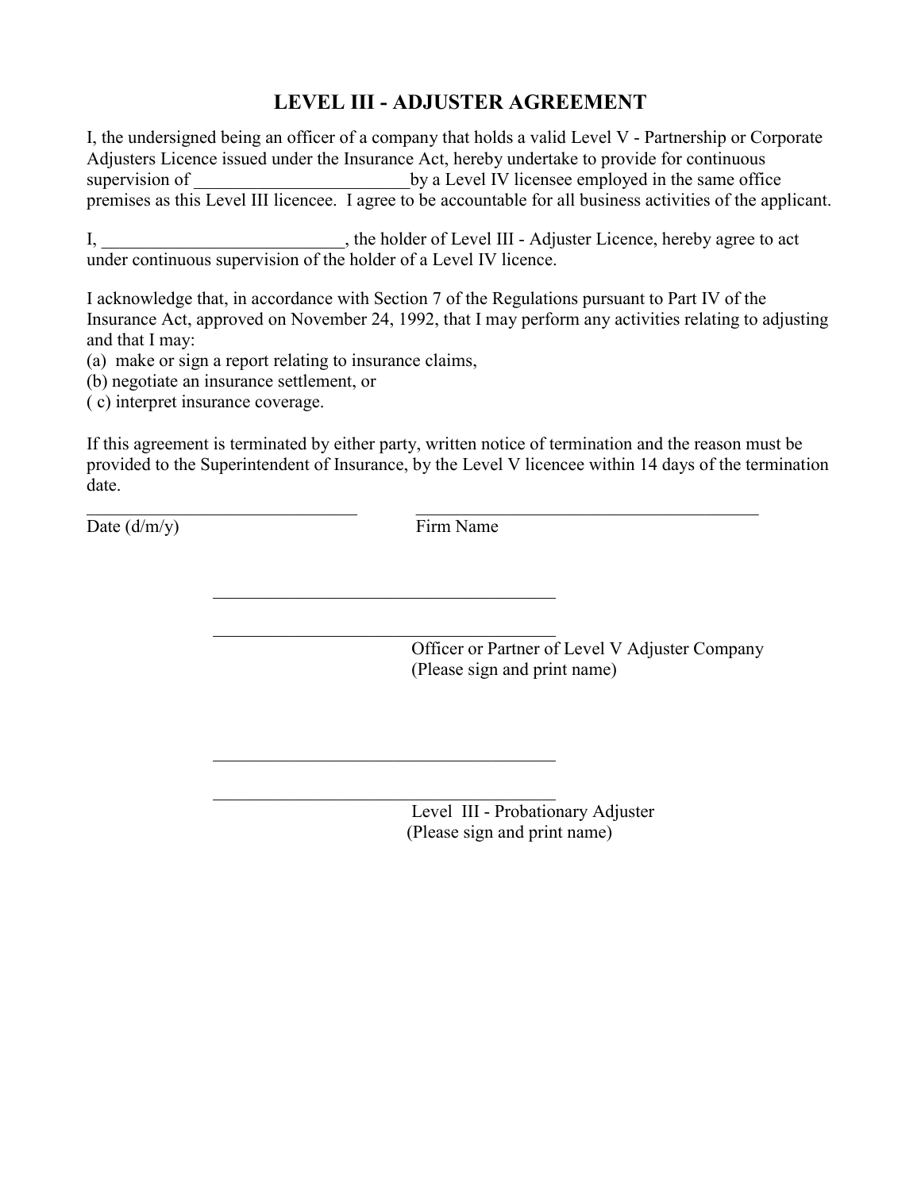# LEVEL III - ADJUSTER AGREEMENT

I, the undersigned being an officer of a company that holds a valid Level V - Partnership or Corporate Adjusters Licence issued under the Insurance Act, hereby undertake to provide for continuous supervision of ________________________by a Level IV licensee employed in the same office premises as this Level III licencee. I agree to be accountable for all business activities of the applicant.

I, ___________________________, the holder of Level III - Adjuster Licence, hereby agree to act under continuous supervision of the holder of a Level IV licence.

I acknowledge that, in accordance with Section 7 of the Regulations pursuant to Part IV of the Insurance Act, approved on November 24, 1992, that I may perform any activities relating to adjusting and that I may:

(a) make or sign a report relating to insurance claims,
(b) negotiate an insurance settlement, or
( c) interpret insurance coverage.

If this agreement is terminated by either party, written notice of termination and the reason must be provided to the Superintendent of Insurance, by the Level V licencee within 14 days of the termination date.

_______________________________ Date (d/m/y)

_______________________________________ Firm Name

_______________________________________

_______________________________________
Officer or Partner of Level V Adjuster Company
(Please sign and print name)

_______________________________________

_______________________________________
Level III - Probationary Adjuster
(Please sign and print name)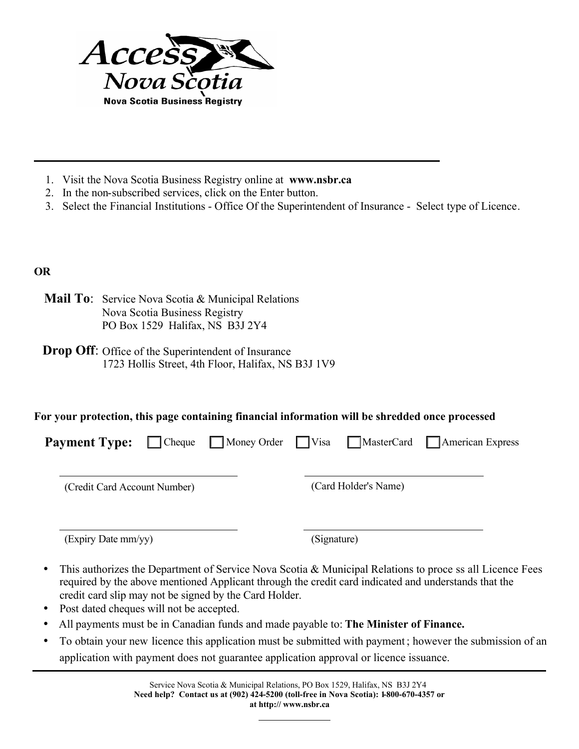1. Visit the Nova Scotia Business Registry online at **www.nsbr.ca**
2. In the non-subscribed services, click on the Enter button.
3. Select the Financial Institutions - Office Of the Superintendent of Insurance - Select type of Licence.

**OR**

**Mail To**: Service Nova Scotia & Municipal Relations
Nova Scotia Business Registry
PO Box 1529 Halifax, NS B3J 2Y4

**Drop Off**: Office of the Superintendent of Insurance
1723 Hollis Street, 4th Floor, Halifax, NS B3J 1V9

**For your protection, this page containing financial information will be shredded once processed**

**Payment Type:** ☐ Cheque ☐ Money Order ☐ Visa ☐ MasterCard ☐ American Express

______________________________ (Credit Card Account Number)

______________________________ (Card Holder's Name)

______________________________ (Expiry Date mm/yy)

______________________________ (Signature)

- This authorizes the Department of Service Nova Scotia & Municipal Relations to proce ss all Licence Fees required by the above mentioned Applicant through the credit card indicated and understands that the credit card slip may not be signed by the Card Holder.
- Post dated cheques will not be accepted.
- All payments must be in Canadian funds and made payable to: **The Minister of Finance.**
- To obtain your new licence this application must be submitted with payment; however the submission of an application with payment does not guarantee application approval or licence issuance.

Service Nova Scotia & Municipal Relations, PO Box 1529, Halifax, NS B3J 2Y4
**Need help? Contact us at (902) 424-5200 (toll-free in Nova Scotia): 1-800-670-4357 or at http:// www.nsbr.ca**